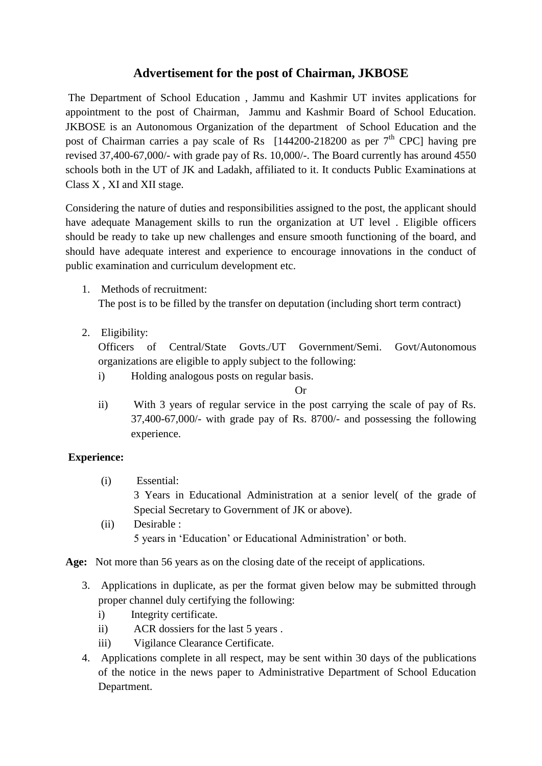# Advertisement for the post of Chairman, JKBOSE

The Department of School Education , Jammu and Kashmir UT invites applications for appointment to the post of Chairman, Jammu and Kashmir Board of School Education. JKBOSE is an Autonomous Organization of the department of School Education and the post of Chairman carries a pay scale of Rs [144200-218200 as per 7th CPC] having pre revised 37,400-67,000/- with grade pay of Rs. 10,000/-. The Board currently has around 4550 schools both in the UT of JK and Ladakh, affiliated to it. It conducts Public Examinations at Class X , XI and XII stage.

Considering the nature of duties and responsibilities assigned to the post, the applicant should have adequate Management skills to run the organization at UT level . Eligible officers should be ready to take up new challenges and ensure smooth functioning of the board, and should have adequate interest and experience to encourage innovations in the conduct of public examination and curriculum development etc.

1. Methods of recruitment:
   The post is to be filled by the transfer on deputation (including short term contract)

2. Eligibility:
   Officers of Central/State Govts./UT Government/Semi. Govt/Autonomous organizations are eligible to apply subject to the following:
   i) Holding analogous posts on regular basis.

   Or

   ii) With 3 years of regular service in the post carrying the scale of pay of Rs. 37,400-67,000/- with grade pay of Rs. 8700/- and possessing the following experience.

**Experience:**

(i) Essential:
3 Years in Educational Administration at a senior level( of the grade of Special Secretary to Government of JK or above).

(ii) Desirable :
5 years in 'Education' or Educational Administration' or both.

**Age:** Not more than 56 years as on the closing date of the receipt of applications.

3. Applications in duplicate, as per the format given below may be submitted through proper channel duly certifying the following:
   i) Integrity certificate.
   ii) ACR dossiers for the last 5 years .
   iii) Vigilance Clearance Certificate.
4. Applications complete in all respect, may be sent within 30 days of the publications of the notice in the news paper to Administrative Department of School Education Department.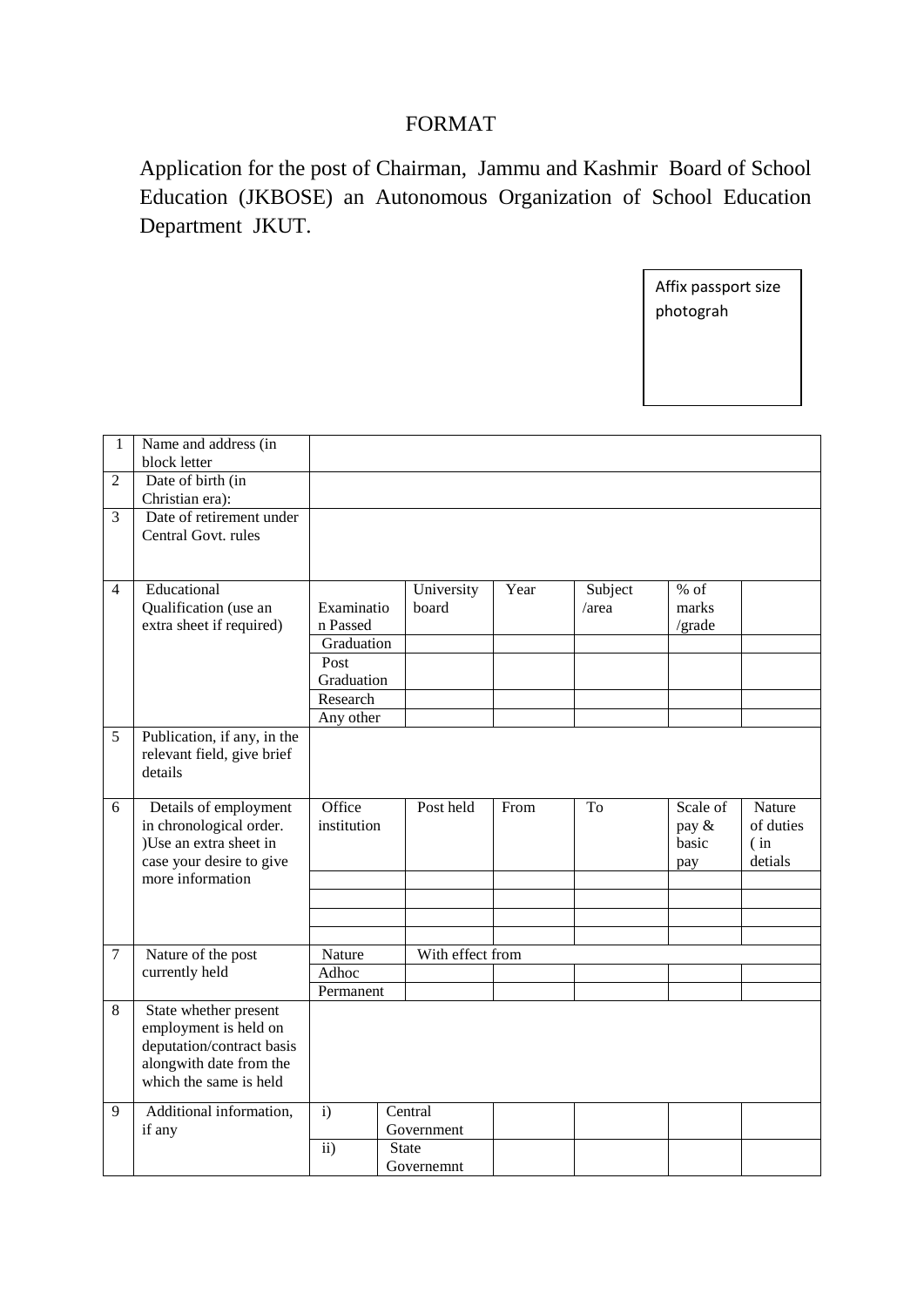FORMAT

Application for the post of Chairman, Jammu and Kashmir Board of School Education (JKBOSE) an Autonomous Organization of School Education Department JKUT.

| Affix passport size photograh |
|---|

| 1 | Name and address (in block letter | | | | | | | |
|---|---|---|---|---|---|---|---|---|
| 2 | Date of birth (in Christian era): | | | | | | | |
| 3 | Date of retirement under Central Govt. rules | | | | | | | |
| 4 | Educational Qualification (use an extra sheet if required) | Examination Passed | | University board | Year | Subject /area | % of marks /grade | |
| | | Graduation | | | | | | |
| | | Post Graduation | | | | | | |
| | | Research | | | | | | |
| | | Any other | | | | | | |
| 5 | Publication, if any, in the relevant field, give brief details | | | | | | | |
| 6 | Details of employment in chronological order. )Use an extra sheet in case your desire to give more information | Office institution | | Post held | From | To | Scale of pay & basic pay | Nature of duties ( in detials |
| | | | | | | | | |
| | | | | | | | | |
| | | | | | | | | |
| | | | | | | | | |
| 7 | Nature of the post currently held | Nature | | With effect from | | | | |
| | | Adhoc | | | | | | |
| | | Permanent | | | | | | |
| 8 | State whether present employment is held on deputation/contract basis alongwith date from the which the same is held | | | | | | | |
| 9 | Additional information, if any | i) | Central Government | | | | | |
| | | ii) | State Governemnt | | | | | |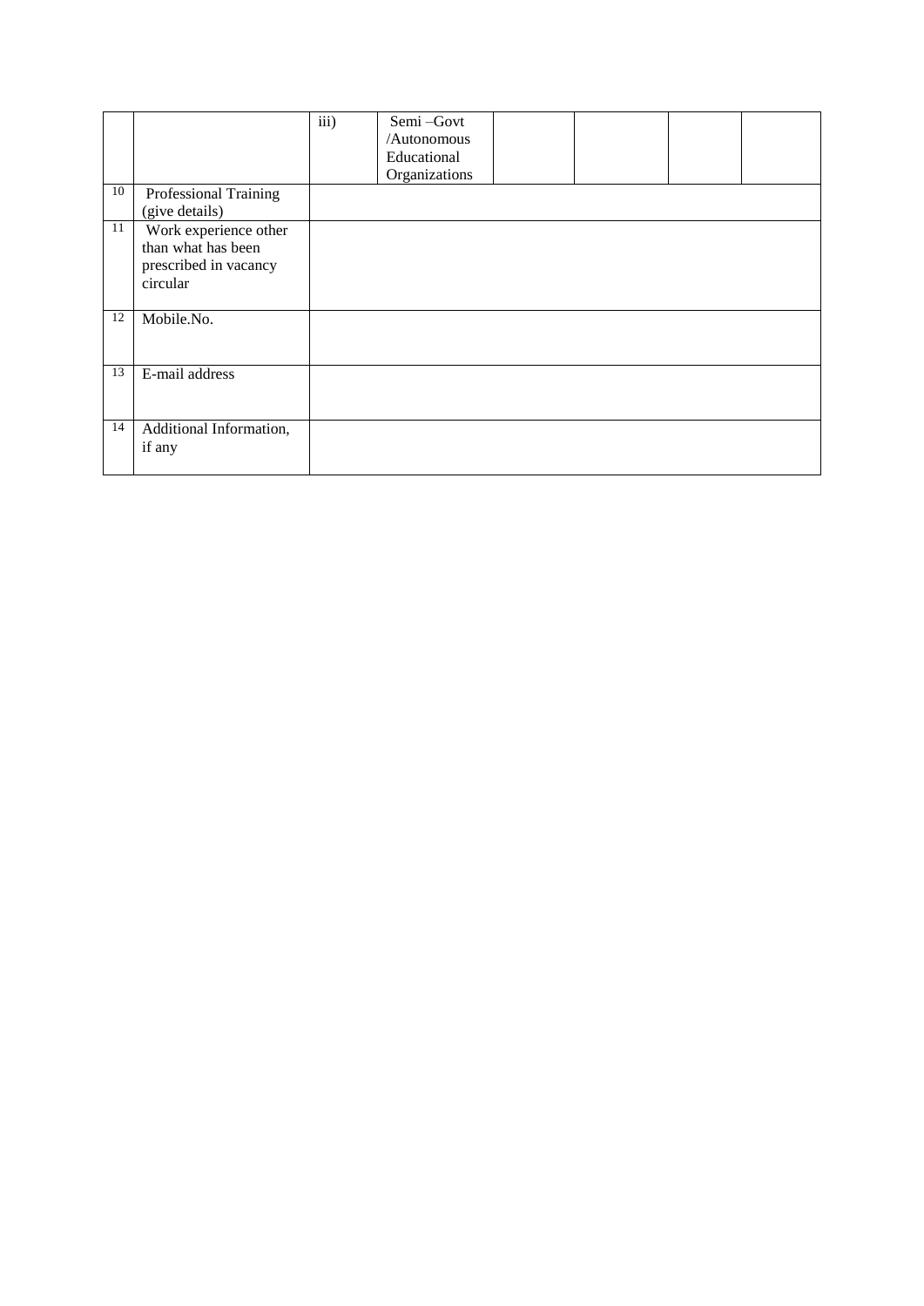| | | | | | | | |
|---|---|---|---|---|---|---|---|
| | | iii) | Semi –Govt /Autonomous Educational Organizations | | | | |
| 10 | Professional Training (give details) | | | | | | |
| 11 | Work experience other than what has been prescribed in vacancy circular | | | | | | |
| 12 | Mobile.No. | | | | | | |
| 13 | E-mail address | | | | | | |
| 14 | Additional Information, if any | | | | | | |